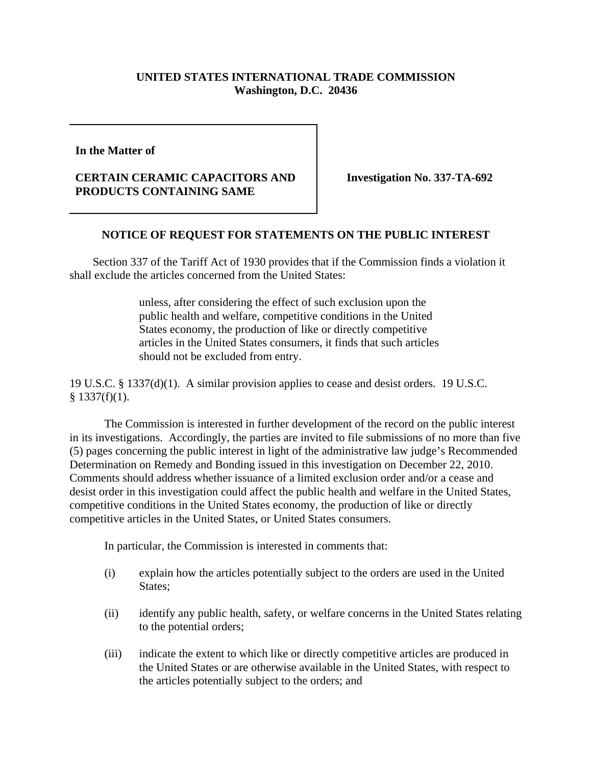**UNITED STATES INTERNATIONAL TRADE COMMISSION**
**Washington, D.C. 20436**

**In the Matter of**

**CERTAIN CERAMIC CAPACITORS AND PRODUCTS CONTAINING SAME**

**Investigation No. 337-TA-692**

## NOTICE OF REQUEST FOR STATEMENTS ON THE PUBLIC INTEREST

Section 337 of the Tariff Act of 1930 provides that if the Commission finds a violation it shall exclude the articles concerned from the United States:

> unless, after considering the effect of such exclusion upon the public health and welfare, competitive conditions in the United States economy, the production of like or directly competitive articles in the United States consumers, it finds that such articles should not be excluded from entry.

19 U.S.C. § 1337(d)(1). A similar provision applies to cease and desist orders. 19 U.S.C. § 1337(f)(1).

The Commission is interested in further development of the record on the public interest in its investigations. Accordingly, the parties are invited to file submissions of no more than five (5) pages concerning the public interest in light of the administrative law judge's Recommended Determination on Remedy and Bonding issued in this investigation on December 22, 2010. Comments should address whether issuance of a limited exclusion order and/or a cease and desist order in this investigation could affect the public health and welfare in the United States, competitive conditions in the United States economy, the production of like or directly competitive articles in the United States, or United States consumers.

In particular, the Commission is interested in comments that:

(i) explain how the articles potentially subject to the orders are used in the United States;

(ii) identify any public health, safety, or welfare concerns in the United States relating to the potential orders;

(iii) indicate the extent to which like or directly competitive articles are produced in the United States or are otherwise available in the United States, with respect to the articles potentially subject to the orders; and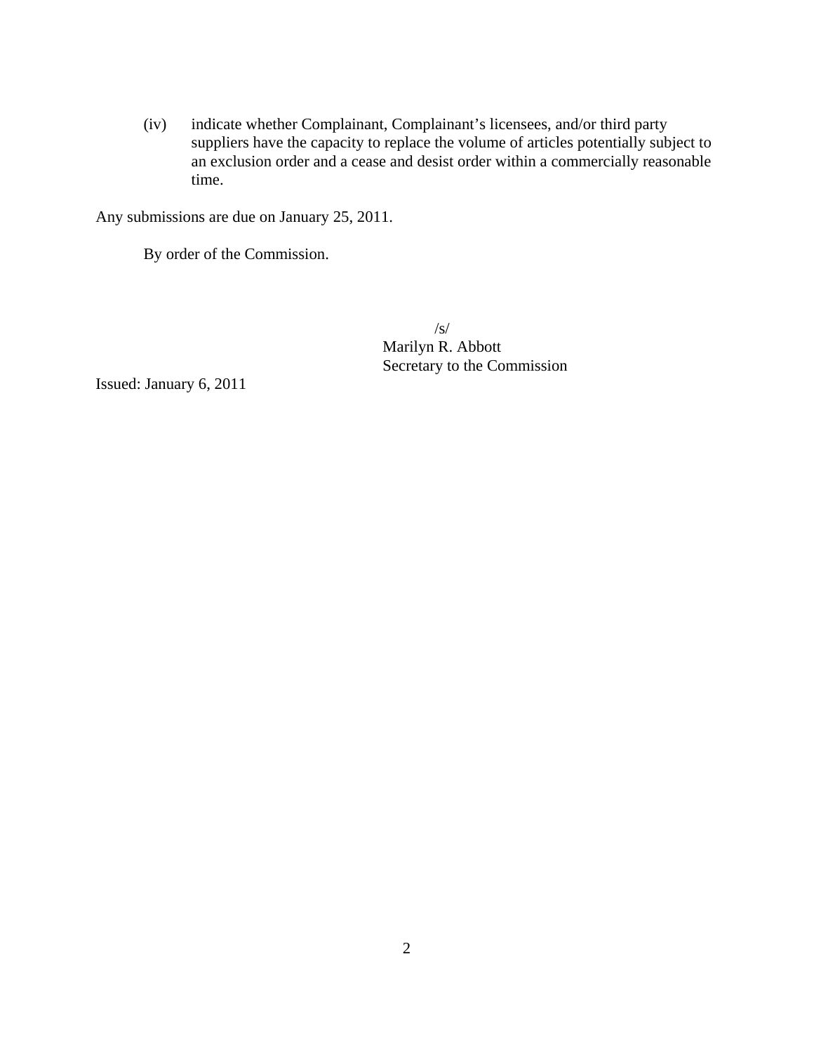(iv) indicate whether Complainant, Complainant's licensees, and/or third party suppliers have the capacity to replace the volume of articles potentially subject to an exclusion order and a cease and desist order within a commercially reasonable time.

Any submissions are due on January 25, 2011.

By order of the Commission.

/s/
Marilyn R. Abbott
Secretary to the Commission

Issued: January 6, 2011